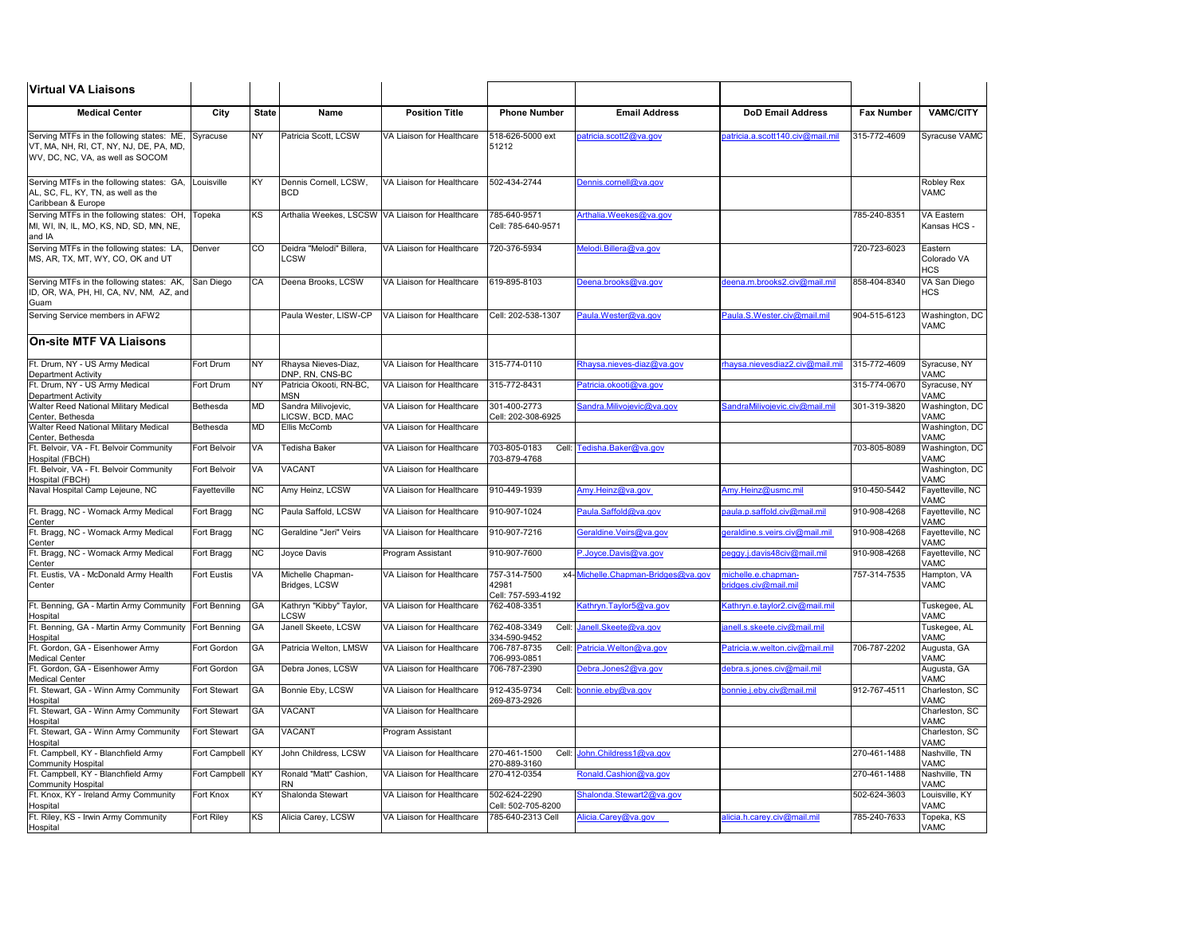## Virtual VA Liaisons

| Medical Center | City | State | Name | Position Title | Phone Number | Email Address | DoD Email Address | Fax Number | VAMC/CITY |
|---|---|---|---|---|---|---|---|---|---|
| Serving MTFs in the following states: ME, VT, MA, NH, RI, CT, NY, NJ, DE, PA, MD, WV, DC, NC, VA, as well as SOCOM | Syracuse | NY | Patricia Scott, LCSW | VA Liaison for Healthcare | 518-626-5000 ext 51212 | patricia.scott2@va.gov | patricia.a.scott140.civ@mail.mil | 315-772-4609 | Syracuse VAMC |
| Serving MTFs in the following states: GA, AL, SC, FL, KY, TN, as well the Caribbean & Europe | Louisville | KY | Dennis Cornell, LCSW, BCD | VA Liaison for Healthcare | 502-434-2744 | Dennis.cornell@va.gov | | | Robley Rex VAMC |
| Serving MTFs in the following states: OH, MI, WI, IN, IL, MO, KS, ND, SD, MN, NE, and IA | Topeka | KS | Arthalia Weekes, LSCSW | VA Liaison for Healthcare | 785-640-9571 Cell: 785-640-9571 | Arthalia.Weekes@va.gov | | 785-240-8351 | VA Eastern Kansas HCS - |
| Serving MTFs in the following states: LA, MS, AR, TX, MT, WY, CO, OK and UT | Denver | CO | Deidra "Melodi" Billera, LCSW | VA Liaison for Healthcare | 720-376-5934 | Melodi.Billera@va.gov | | 720-723-6023 | Eastern Colorado VA HCS |
| Serving MTFs in the following states: AK, ID, OR, WA, PH, HI, CA, NV, NM, AZ, and Guam | San Diego | CA | Deena Brooks, LCSW | VA Liaison for Healthcare | 619-895-8103 | Deena.brooks@va.gov | deena.m.brooks2.civ@mail.mil | 858-404-8340 | VA San Diego HCS |
| Serving Service members in AFW2 | | | Paula Wester, LISW-CP | VA Liaison for Healthcare | Cell: 202-538-1307 | Paula.Wester@va.gov | Paula.S.Wester.civ@mail.mil | 904-515-6123 | Washington, DC VAMC |

## On-site MTF VA Liaisons

| Medical Center | City | State | Name | Position Title | Phone Number | Email Address | DoD Email Address | Fax Number | VAMC/CITY |
|---|---|---|---|---|---|---|---|---|---|
| Ft. Drum, NY - US Army Medical Department Activity | Fort Drum | NY | Rhaysa Nieves-Diaz, DNP, RN, CNS-BC | VA Liaison for Healthcare | 315-774-0110 | Rhaysa.nieves-diaz@va.gov | rhaysa.nievesdiaz2.civ@mail.mil | 315-772-4609 | Syracuse, NY VAMC |
| Ft. Drum, NY - US Army Medical Department Activity | Fort Drum | NY | Patricia Okooti, RN-BC, MSN | VA Liaison for Healthcare | 315-772-8431 | Patricia.okooti@va.gov | | 315-774-0670 | Syracuse, NY VAMC |
| Walter Reed National Military Medical Center, Bethesda | Bethesda | MD | Sandra Milivojevic, LICSW, BCD, MAC | VA Liaison for Healthcare | 301-400-2773 Cell: 202-308-6925 | Sandra.Milivojevic@va.gov | SandraMilivojevic.civ@mail.mil | 301-319-3820 | Washington, DC VAMC |
| Walter Reed National Military Medical Center, Bethesda | Bethesda | MD | Ellis McComb | VA Liaison for Healthcare | | | | | Washington, DC VAMC |
| Ft. Belvoir, VA - Ft. Belvoir Community Hospital (FBCH) | Fort Belvoir | VA | Tedisha Baker | VA Liaison for Healthcare | 703-805-0183 Cell: 703-879-4768 | Tedisha.Baker@va.gov | | 703-805-8089 | Washington, DC VAMC |
| Ft. Belvoir, VA - Ft. Belvoir Community Hospital (FBCH) | Fort Belvoir | VA | VACANT | VA Liaison for Healthcare | | | | | Washington, DC VAMC |
| Naval Hospital Camp Lejeune, NC | Fayetteville | NC | Amy Heinz, LCSW | VA Liaison for Healthcare | 910-449-1939 | Amy.Heinz@va.gov | Amy.Heinz@usmc.mil | 910-450-5442 | Fayetteville, NC VAMC |
| Ft. Bragg, NC - Womack Army Medical Center | Fort Bragg | NC | Paula Saffold, LCSW | VA Liaison for Healthcare | 910-907-1024 | Paula.Saffold@va.gov | paula.p.saffold.civ@mail.mil | 910-908-4268 | Fayetteville, NC VAMC |
| Ft. Bragg, NC - Womack Army Medical Center | Fort Bragg | NC | Geraldine "Jeri" Veirs | VA Liaison for Healthcare | 910-907-7216 | Geraldine.Veirs@va.gov | geraldine.s.veirs.civ@mail.mil | 910-908-4268 | Fayetteville, NC VAMC |
| Ft. Bragg, NC - Womack Army Medical Center | Fort Bragg | NC | Joyce Davis | Program Assistant | 910-907-7600 | P.Joyce.Davis@va.gov | peggy.j.davis48civ@mail.mil | 910-908-4268 | Fayetteville, NC VAMC |
| Ft. Eustis, VA - McDonald Army Health Center | Fort Eustis | VA | Michelle Chapman-Bridges, LCSW | VA Liaison for Healthcare | 757-314-7500 x4-42981 Cell: 757-593-4192 | Michelle.Chapman-Bridges@va.gov | michelle.e.chapman-bridges.civ@mail.mil | 757-314-7535 | Hampton, VA VAMC |
| Ft. Benning, GA - Martin Army Community Hospital | Fort Benning | GA | Kathryn "Kibby" Taylor, LCSW | VA Liaison for Healthcare | 762-408-3351 | Kathryn.Taylor5@va.gov | Kathryn.e.taylor2.civ@mail.mil | | Tuskegee, AL VAMC |
| Ft. Benning, GA - Martin Army Community Hospital | Fort Benning | GA | Janell Skeete, LCSW | VA Liaison for Healthcare | 762-408-3349 Cell: 334-590-9452 | Janell.Skeete@va.gov | janell.s.skeete.civ@mail.mil | | Tuskegee, AL VAMC |
| Ft. Gordon, GA - Eisenhower Army Medical Center | Fort Gordon | GA | Patricia Welton, LMSW | VA Liaison for Healthcare | 706-787-8735 Cell: 706-993-0851 | Patricia.Welton@va.gov | Patricia.w.welton.civ@mail.mil | 706-787-2202 | Augusta, GA VAMC |
| Ft. Gordon, GA - Eisenhower Army Medical Center | Fort Gordon | GA | Debra Jones, LCSW | VA Liaison for Healthcare | 706-787-2390 | Debra.Jones2@va.gov | debra.s.jones.civ@mail.mil | | Augusta, GA VAMC |
| Ft. Stewart, GA - Winn Army Community Hospital | Fort Stewart | GA | Bonnie Eby, LCSW | VA Liaison for Healthcare | 912-435-9734 Cell: 269-873-2926 | bonnie.eby@va.gov | bonnie.j.eby.civ@mail.mil | 912-767-4511 | Charleston, SC VAMC |
| Ft. Stewart, GA - Winn Army Community Hospital | Fort Stewart | GA | VACANT | VA Liaison for Healthcare | | | | | Charleston, SC VAMC |
| Ft. Stewart, GA - Winn Army Community Hospital | Fort Stewart | GA | VACANT | Program Assistant | | | | | Charleston, SC VAMC |
| Ft. Campbell, KY - Blanchfield Army Community Hospital | Fort Campbell | KY | John Childress, LCSW | VA Liaison for Healthcare | 270-461-1500 Cell: 270-889-3160 | John.Childress1@va.gov | | 270-461-1488 | Nashville, TN VAMC |
| Ft. Campbell, KY - Blanchfield Army Community Hospital | Fort Campbell | KY | Ronald "Matt" Cashion, RN | VA Liaison for Healthcare | 270-412-0354 | Ronald.Cashion@va.gov | | 270-461-1488 | Nashville, TN VAMC |
| Ft. Knox, KY - Ireland Army Community Hospital | Fort Knox | KY | Shalonda Stewart | VA Liaison for Healthcare | 502-624-2290 Cell: 502-705-8200 | Shalonda.Stewart2@va.gov | | 502-624-3603 | Louisville, KY VAMC |
| Ft. Riley, KS - Irwin Army Community Hospital | Fort Riley | KS | Alicia Carey, LCSW | VA Liaison for Healthcare | 785-640-2313 Cell | Alicia.Carey@va.gov | alicia.h.carey.civ@mail.mil | 785-240-7633 | Topeka, KS VAMC |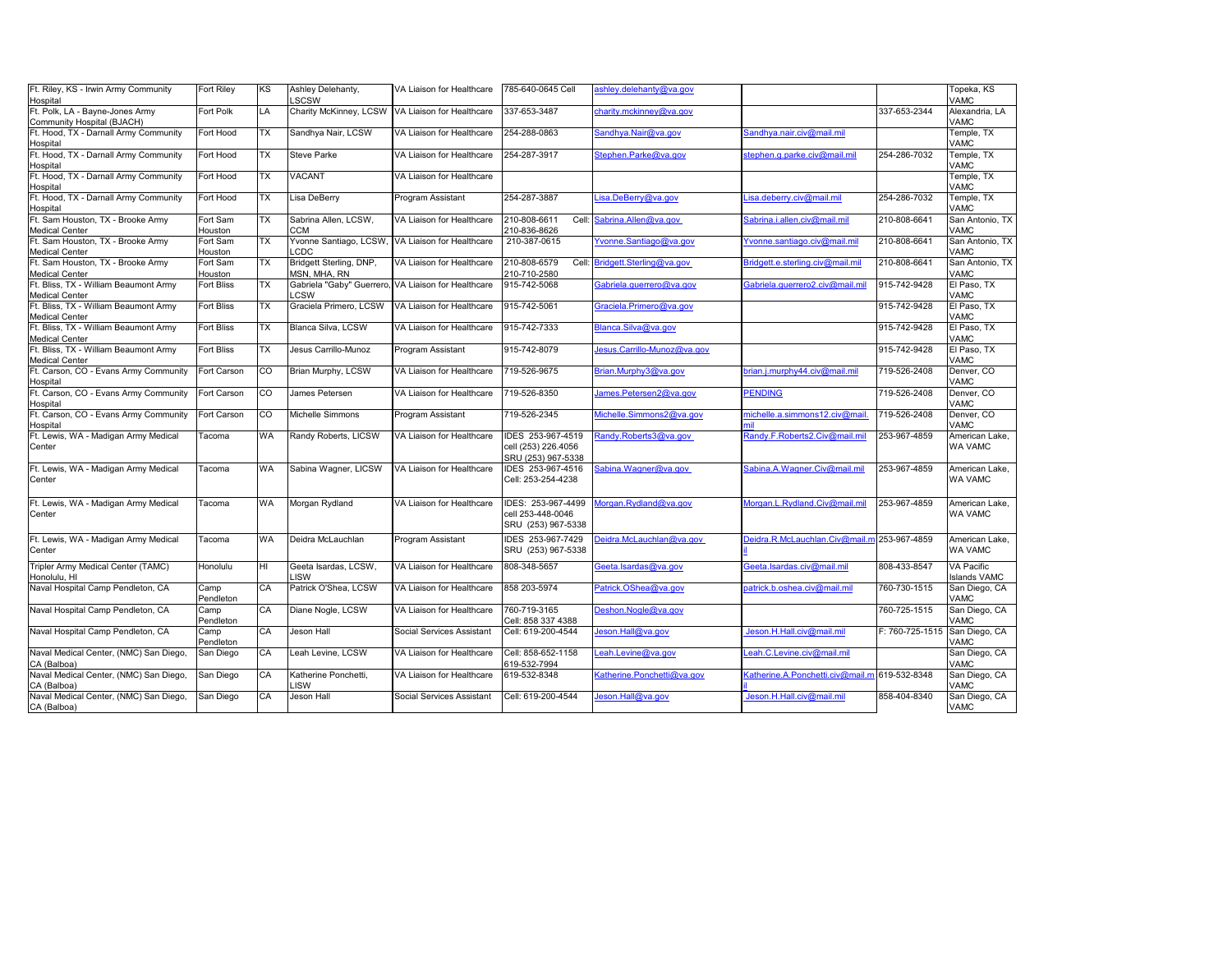| | | | | | | | | | |
|---|---|---|---|---|---|---|---|---|---|
| Ft. Riley, KS - Irwin Army Community Hospital | Fort Riley | KS | Ashley Delehanty, LSCSW | VA Liaison for Healthcare | 785-640-0645 Cell | ashley.delehanty@va.gov | | | Topeka, KS VAMC |
| Ft. Polk, LA - Bayne-Jones Army Community Hospital (BJACH) | Fort Polk | LA | Charity McKinney, LCSW | VA Liaison for Healthcare | 337-653-3487 | charity.mckinney@va.gov | | 337-653-2344 | Alexandria, LA VAMC |
| Ft. Hood, TX - Darnall Army Community Hospital | Fort Hood | TX | Sandhya Nair, LCSW | VA Liaison for Healthcare | 254-288-0863 | Sandhya.Nair@va.gov | Sandhya.nair.civ@mail.mil | | Temple, TX VAMC |
| Ft. Hood, TX - Darnall Army Community Hospital | Fort Hood | TX | Steve Parke | VA Liaison for Healthcare | 254-287-3917 | Stephen.Parke@va.gov | stephen.g.parke.civ@mail.mil | 254-286-7032 | Temple, TX VAMC |
| Ft. Hood, TX - Darnall Army Community Hospital | Fort Hood | TX | VACANT | VA Liaison for Healthcare | | | | | Temple, TX VAMC |
| Ft. Hood, TX - Darnall Army Community Hospital | Fort Hood | TX | Lisa DeBerry | Program Assistant | 254-287-3887 | Lisa.DeBerry@va.gov | Lisa.deberry.civ@mail.mil | 254-286-7032 | Temple, TX VAMC |
| Ft. Sam Houston, TX - Brooke Army Medical Center | Fort Sam Houston | TX | Sabrina Allen, LCSW, CCM | VA Liaison for Healthcare | 210-808-6611 Cell: 210-836-8626 | Sabrina.Allen@va.gov | Sabrina.i.allen.civ@mail.mil | 210-808-6641 | San Antonio, TX VAMC |
| Ft. Sam Houston, TX - Brooke Army Medical Center | Fort Sam Houston | TX | Yvonne Santiago, LCSW, LCDC | VA Liaison for Healthcare | 210-387-0615 | Yvonne.Santiago@va.gov | Yvonne.santiago.civ@mail.mil | 210-808-6641 | San Antonio, TX VAMC |
| Ft. Sam Houston, TX - Brooke Army Medical Center | Fort Sam Houston | TX | Bridgett Sterling, DNP, MSN, MHA, RN | VA Liaison for Healthcare | 210-808-6579 Cell: 210-710-2580 | Bridgett.Sterling@va.gov | Bridgett.e.sterling.civ@mail.mil | 210-808-6641 | San Antonio, TX VAMC |
| Ft. Bliss, TX - William Beaumont Army Medical Center | Fort Bliss | TX | Gabriela "Gaby" Guerrero, LCSW | VA Liaison for Healthcare | 915-742-5068 | Gabriela.guerrero@va.gov | Gabriela.guerrero2.civ@mail.mil | 915-742-9428 | El Paso, TX VAMC |
| Ft. Bliss, TX - William Beaumont Army Medical Center | Fort Bliss | TX | Graciela Primero, LCSW | VA Liaison for Healthcare | 915-742-5061 | Graciela.Primero@va.gov | | 915-742-9428 | El Paso, TX VAMC |
| Ft. Bliss, TX - William Beaumont Army Medical Center | Fort Bliss | TX | Blanca Silva, LCSW | VA Liaison for Healthcare | 915-742-7333 | Blanca.Silva@va.gov | | 915-742-9428 | El Paso, TX VAMC |
| Ft. Bliss, TX - William Beaumont Army Medical Center | Fort Bliss | TX | Jesus Carrillo-Munoz | Program Assistant | 915-742-8079 | Jesus.Carrillo-Munoz@va.gov | | 915-742-9428 | El Paso, TX VAMC |
| Ft. Carson, CO - Evans Army Community Hospital | Fort Carson | CO | Brian Murphy, LCSW | VA Liaison for Healthcare | 719-526-9675 | Brian.Murphy3@va.gov | brian.j.murphy44.civ@mail.mil | 719-526-2408 | Denver, CO VAMC |
| Ft. Carson, CO - Evans Army Community Hospital | Fort Carson | CO | James Petersen | VA Liaison for Healthcare | 719-526-8350 | James.Petersen2@va.gov | PENDING | 719-526-2408 | Denver, CO VAMC |
| Ft. Carson, CO - Evans Army Community Hospital | Fort Carson | CO | Michelle Simmons | Program Assistant | 719-526-2345 | Michelle.Simmons2@va.gov | michelle.a.simmons12.civ@mail.mil | 719-526-2408 | Denver, CO VAMC |
| Ft. Lewis, WA - Madigan Army Medical Center | Tacoma | WA | Randy Roberts, LICSW | VA Liaison for Healthcare | IDES 253-967-4519 cell (253) 226.4056 SRU (253) 967-5338 | Randy.Roberts3@va.gov | Randy.F.Roberts2.Civ@mail.mil | 253-967-4859 | American Lake, WA VAMC |
| Ft. Lewis, WA - Madigan Army Medical Center | Tacoma | WA | Sabina Wagner, LICSW | VA Liaison for Healthcare | IDES 253-967-4516 Cell: 253-254-4238 | Sabina.Wagner@va.gov | Sabina.A.Wagner.Civ@mail.mil | 253-967-4859 | American Lake, WA VAMC |
| Ft. Lewis, WA - Madigan Army Medical Center | Tacoma | WA | Morgan Rydland | VA Liaison for Healthcare | IDES: 253-967-4499 cell 253-448-0046 SRU (253) 967-5338 | Morgan.Rydland@va.gov | Morgan.L.Rydland.Civ@mail.mil | 253-967-4859 | American Lake, WA VAMC |
| Ft. Lewis, WA - Madigan Army Medical Center | Tacoma | WA | Deidra McLauchlan | Program Assistant | IDES 253-967-7429 SRU (253) 967-5338 | Deidra.McLauchlan@va.gov | Deidra.R.McLauchlan.Civ@mail.mil | 253-967-4859 | American Lake, WA VAMC |
| Tripler Army Medical Center (TAMC) Honolulu, HI | Honolulu | HI | Geeta Isardas, LCSW, LISW | VA Liaison for Healthcare | 808-348-5657 | Geeta.Isardas@va.gov | Geeta.Isardas.civ@mail.mil | 808-433-8547 | VA Pacific Islands VAMC |
| Naval Hospital Camp Pendleton, CA | Camp Pendleton | CA | Patrick O'Shea, LCSW | VA Liaison for Healthcare | 858 203-5974 | Patrick.OShea@va.gov | patrick.b.oshea.civ@mail.mil | 760-730-1515 | San Diego, CA VAMC |
| Naval Hospital Camp Pendleton, CA | Camp Pendleton | CA | Diane Nogle, LCSW | VA Liaison for Healthcare | 760-719-3165 Cell: 858 337 4388 | Deshon.Nogle@va.gov | | 760-725-1515 | San Diego, CA VAMC |
| Naval Hospital Camp Pendleton, CA | Camp Pendleton | CA | Jeson Hall | Social Services Assistant | Cell: 619-200-4544 | Jeson.Hall@va.gov | Jeson.H.Hall.civ@mail.mil | F: 760-725-1515 | San Diego, CA VAMC |
| Naval Medical Center, (NMC) San Diego, CA (Balboa) | San Diego | CA | Leah Levine, LCSW | VA Liaison for Healthcare | Cell: 858-652-1158 619-532-7994 | Leah.Levine@va.gov | Leah.C.Levine.civ@mail.mil | | San Diego, CA VAMC |
| Naval Medical Center, (NMC) San Diego, CA (Balboa) | San Diego | CA | Katherine Ponchetti, LISW | VA Liaison for Healthcare | 619-532-8348 | Katherine.Ponchetti@va.gov | Katherine.A.Ponchetti.civ@mail.mil | 619-532-8348 | San Diego, CA VAMC |
| Naval Medical Center, (NMC) San Diego, CA (Balboa) | San Diego | CA | Jeson Hall | Social Services Assistant | Cell: 619-200-4544 | Jeson.Hall@va.gov | Jeson.H.Hall.civ@mail.mil | 858-404-8340 | San Diego, CA VAMC |